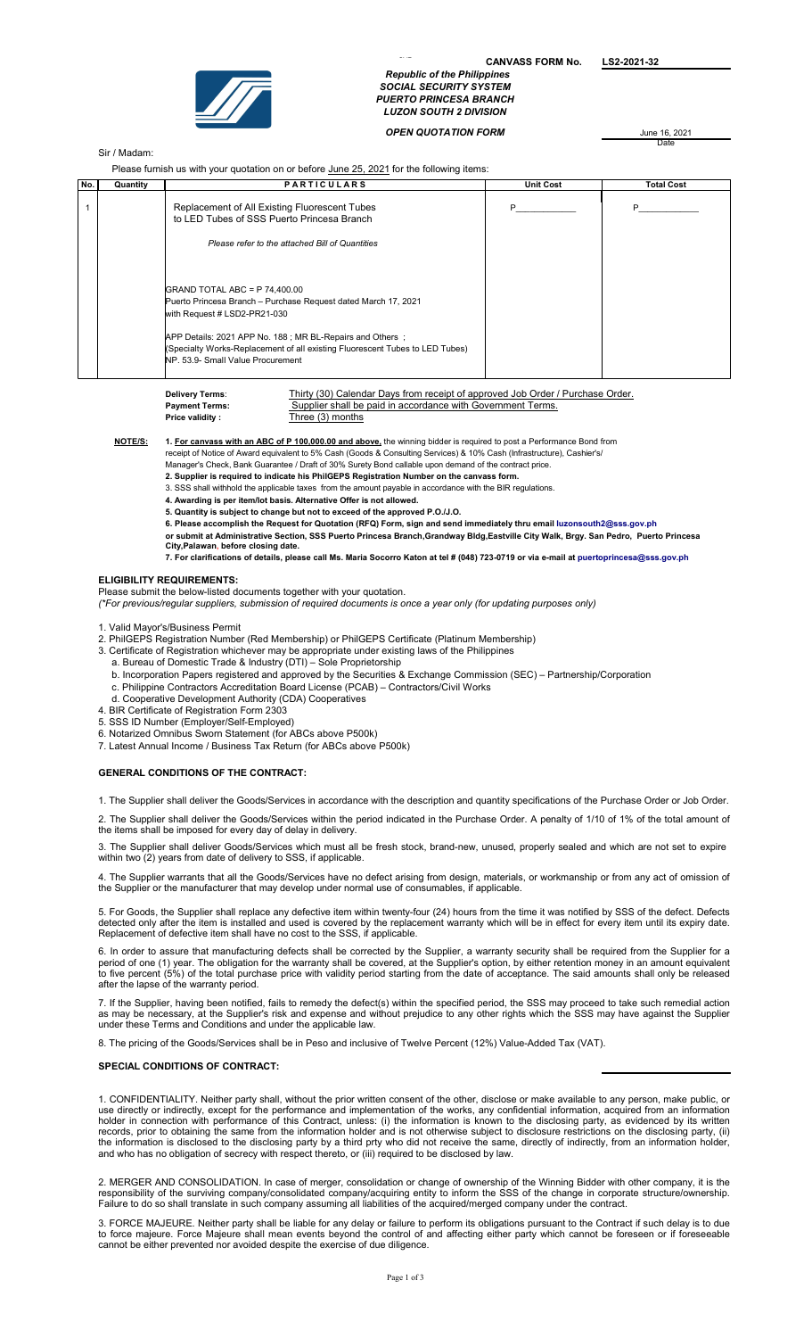**CANVASS FORM No.** **LS2-2021-32**

***Republic of the Philippines***
***SOCIAL SECURITY SYSTEM***
***PUERTO PRINCESA BRANCH***
***LUZON SOUTH 2 DIVISION***

***OPEN QUOTATION FORM***

June 16, 2021
Date

Sir / Madam:

Please furnish us with your quotation on or before June 25, 2021 for the following items:

| No. | Quantity | PARTICULARS | Unit Cost | Total Cost |
|---|---|---|---|---|
| 1 | | Replacement of All Existing Fluorescent Tubes to LED Tubes of SSS Puerto Princesa Branch<br><br>*Please refer to the attached Bill of Quantities*<br><br>GRAND TOTAL ABC = P 74,400.00<br>Puerto Princesa Branch – Purchase Request dated March 17, 2021 with Request # LSD2-PR21-030<br><br>APP Details: 2021 APP No. 188 ; MR BL-Repairs and Others ; (Specialty Works-Replacement of all existing Fluorescent Tubes to LED Tubes) NP. 53.9- Small Value Procurement | P\_\_\_\_\_\_\_\_\_\_\_\_ | P\_\_\_\_\_\_\_\_\_\_\_\_ |

**Delivery Terms**: Thirty (30) Calendar Days from receipt of approved Job Order / Purchase Order.
**Payment Terms:** Supplier shall be paid in accordance with Government Terms.
**Price validity :** Three (3) months

**NOTE/S:**

1. **For canvass with an ABC of P 100,000.00 and above,** the winning bidder is required to post a Performance Bond from receipt of Notice of Award equivalent to 5% Cash (Goods & Consulting Services) & 10% Cash (Infrastructure), Cashier's/ Manager's Check, Bank Guarantee / Draft of 30% Surety Bond callable upon demand of the contract price.
2. **Supplier is required to indicate his PhilGEPS Registration Number on the canvass form.**
3. SSS shall withhold the applicable taxes from the amount payable in accordance with the BIR regulations.
4. **Awarding is per item/lot basis. Alternative Offer is not allowed.**
5. **Quantity is subject to change but not to exceed of the approved P.O./J.O.**
6. **Please accomplish the Request for Quotation (RFQ) Form, sign and send immediately thru email luzonsouth2@sss.gov.ph or submit at Administrative Section, SSS Puerto Princesa Branch,Grandway Bldg,Eastville City Walk, Brgy. San Pedro, Puerto Princesa City,Palawan**, **before closing date.**
7. **For clarifications of details, please call Ms. Maria Socorro Katon at tel # (048) 723-0719 or via e-mail at puertoprincesa@sss.gov.ph**

## ELIGIBILITY REQUIREMENTS:

Please submit the below-listed documents together with your quotation.
*(\*For previous/regular suppliers, submission of required documents is once a year only (for updating purposes only)*

1. Valid Mayor's/Business Permit
2. PhilGEPS Registration Number (Red Membership) or PhilGEPS Certificate (Platinum Membership)
3. Certificate of Registration whichever may be appropriate under existing laws of the Philippines
   a. Bureau of Domestic Trade & Industry (DTI) – Sole Proprietorship
   b. Incorporation Papers registered and approved by the Securities & Exchange Commission (SEC) – Partnership/Corporation
   c. Philippine Contractors Accreditation Board License (PCAB) – Contractors/Civil Works
   d. Cooperative Development Authority (CDA) Cooperatives
4. BIR Certificate of Registration Form 2303
5. SSS ID Number (Employer/Self-Employed)
6. Notarized Omnibus Sworn Statement (for ABCs above P500k)
7. Latest Annual Income / Business Tax Return (for ABCs above P500k)

## GENERAL CONDITIONS OF THE CONTRACT:

1. The Supplier shall deliver the Goods/Services in accordance with the description and quantity specifications of the Purchase Order or Job Order.

2. The Supplier shall deliver the Goods/Services within the period indicated in the Purchase Order. A penalty of 1/10 of 1% of the total amount of the items shall be imposed for every day of delay in delivery.

3. The Supplier shall deliver Goods/Services which must all be fresh stock, brand-new, unused, properly sealed and which are not set to expire within two (2) years from date of delivery to SSS, if applicable.

4. The Supplier warrants that all the Goods/Services have no defect arising from design, materials, or workmanship or from any act of omission of the Supplier or the manufacturer that may develop under normal use of consumables, if applicable.

5. For Goods, the Supplier shall replace any defective item within twenty-four (24) hours from the time it was notified by SSS of the defect. Defects detected only after the item is installed and used is covered by the replacement warranty which will be in effect for every item until its expiry date. Replacement of defective item shall have no cost to the SSS, if applicable.

6. In order to assure that manufacturing defects shall be corrected by the Supplier, a warranty security shall be required from the Supplier for a period of one (1) year. The obligation for the warranty shall be covered, at the Supplier's option, by either retention money in an amount equivalent to five percent (5%) of the total purchase price with validity period starting from the date of acceptance. The said amounts shall only be released after the lapse of the warranty period.

7. If the Supplier, having been notified, fails to remedy the defect(s) within the specified period, the SSS may proceed to take such remedial action as may be necessary, at the Supplier's risk and expense and without prejudice to any other rights which the SSS may have against the Supplier under these Terms and Conditions and under the applicable law.

8. The pricing of the Goods/Services shall be in Peso and inclusive of Twelve Percent (12%) Value-Added Tax (VAT).

## SPECIAL CONDITIONS OF CONTRACT:

1. CONFIDENTIALITY. Neither party shall, without the prior written consent of the other, disclose or make available to any person, make public, or use directly or indirectly, except for the performance and implementation of the works, any confidential information, acquired from an information holder in connection with performance of this Contract, unless: (i) the information is known to the disclosing party, as evidenced by its written records, prior to obtaining the same from the information holder and is not otherwise subject to disclosure restrictions on the disclosing party, (ii) the information is disclosed to the disclosing party by a third prty who did not receive the same, directly of indirectly, from an information holder, and who has no obligation of secrecy with respect thereto, or (iii) required to be disclosed by law.

2. MERGER AND CONSOLIDATION. In case of merger, consolidation or change of ownership of the Winning Bidder with other company, it is the responsibility of the surviving company/consolidated company/acquiring entity to inform the SSS of the change in corporate structure/ownership. Failure to do so shall translate in such company assuming all liabilities of the acquired/merged company under the contract.

3. FORCE MAJEURE. Neither party shall be liable for any delay or failure to perform its obligations pursuant to the Contract if such delay is to due to force majeure. Force Majeure shall mean events beyond the control of and affecting either party which cannot be foreseen or if foreseeable cannot be either prevented nor avoided despite the exercise of due diligence.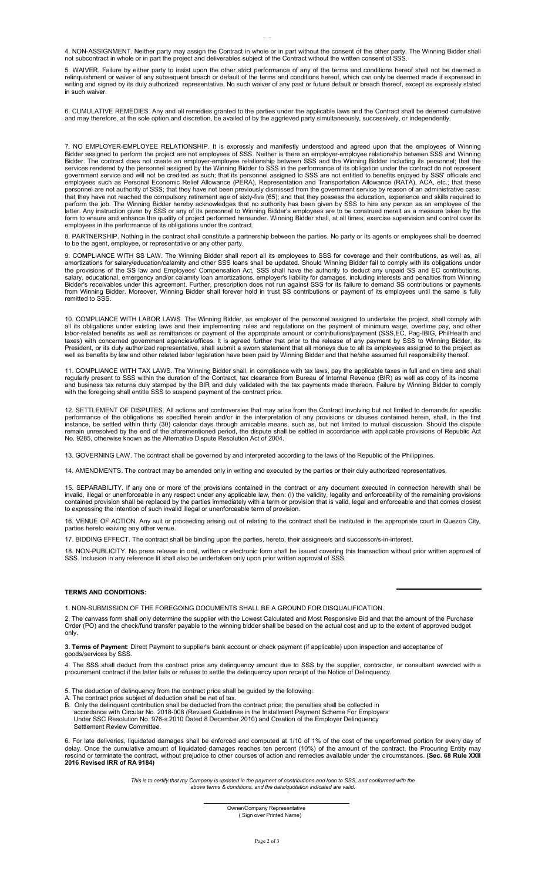4. NON-ASSIGNMENT. Neither party may assign the Contract in whole or in part without the consent of the other party. The Winning Bidder shall not subcontract in whole or in part the project and deliverables subject of the Contract without the written consent of SSS.

5. WAIVER. Failure by either party to insist upon the other strict performance of any of the terms and conditions hereof shall not be deemed a relinquishment or waiver of any subsequent breach or default of the terms and conditions hereof, which can only be deemed made if expressed in writing and signed by its duly authorized representative. No such waiver of any past or future default or breach thereof, except as expressly stated in such waiver.

6. CUMULATIVE REMEDIES. Any and all remedies granted to the parties under the applicable laws and the Contract shall be deemed cumulative and may therefore, at the sole option and discretion, be availed of by the aggrieved party simultaneously, successively, or independently.

7. NO EMPLOYER-EMPLOYEE RELATIONSHIP. It is expressly and manifestly understood and agreed upon that the employees of Winning Bidder assigned to perform the project are not employees of SSS. Neither is there an employer-employee relationship between SSS and Winning Bidder. The contract does not create an employer-employee relationship between SSS and the Winning Bidder including its personnel; that the services rendered by the personnel assigned by the Winning Bidder to SSS in the performance of its obligation under the contract do not represent government service and will not be credited as such; that its personnel assigned to SSS are not entitled to benefits enjoyed by SSS' officials and employees such as Personal Economic Relief Allowance (PERA), Representation and Transportation Allowance (RATA), ACA, etc.; that these personnel are not authority of SSS; that they have not been previously dismissed from the government service by reason of an administrative case; that they have not reached the compulsory retirement age of sixty-five (65); and that they possess the education, experience and skills required to perform the job. The Winning Bidder hereby acknowledges that no authority has been given by SSS to hire any person as an employee of the latter. Any instruction given by SSS or any of its personnel to Winning Bidder's employees are to be construed merelt as a measure taken by the form to ensure and enhance the quality of project performed hereunder. Winning Bidder shall, at all times, exercise supervision and control over its employees in the performance of its obligations under the contract.

8. PARTNERSHIP. Nothing in the contract shall constitute a partnership between the parties. No party or its agents or employees shall be deemed to be the agent, employee, or representative or any other party.

9. COMPLIANCE WITH SS LAW. The Winning Bidder shall report all its employees to SSS for coverage and their contributions, as well as, all amortizations for salary/education/calamity and other SSS loans shall be updated. Should Winning Bidder fail to comply with its obligations under the provisions of the SS law and Employees' Compensation Act, SSS shall have the authority to deduct any unpaid SS and EC contributions, salary, educational, emergency and/or calamity loan amortizations, employer's liability for damages, including interests and penalties from Winning Bidder's receivables under this agreement. Further, prescription does not run against SSS for its failure to demand SS contributions or payments from Winning Bidder. Moreover, Winning Bidder shall forever hold in trust SS contributions or payment of its employees until the same is fully remitted to SSS.

10. COMPLIANCE WITH LABOR LAWS. The Winning Bidder, as employer of the personnel assigned to undertake the project, shall comply with all its obligations under existing laws and their implementing rules and regulations on the payment of minimum wage, overtime pay, and other labor-related benefits as well as remittances or payment of the appropriate amount or contributions/payment (SSS,EC, Pag-IBIG, PhilHealth and taxes) with concerned government agencies/offices. It is agreed further that prior to the release of any payment by SSS to Winning Bidder, its President, or its duly authorized representative, shall submit a sworn statement that all moneys due to all its employees assigned to the project as well as benefits by law and other related labor legislation have been paid by Winning Bidder and that he/she assumed full responsibility thereof.

11. COMPLIANCE WITH TAX LAWS. The Winning Bidder shall, in compliance with tax laws, pay the applicable taxes in full and on time and shall regularly present to SSS within the duration of the Contract, tax clearance from Bureau of Internal Revenue (BIR) as well as copy of its income and business tax returns duly stamped by the BIR and duly validated with the tax payments made thereon. Failure by Winning Bidder to comply with the foregoing shall entitle SSS to suspend payment of the contract price.

12. SETTLEMENT OF DISPUTES. All actions and controversies that may arise from the Contract involving but not limited to demands for specific performance of the obligations as specified herein and/or in the interpretation of any provisions or clauses contained herein, shall, in the first instance, be settled within thirty (30) calendar days through amicable means, such as, but not limited to mutual discussion. Should the dispute remain unresolved by the end of the aforementioned period, the dispute shall be settled in accordance with applicable provisions of Republic Act No. 9285, otherwise known as the Alternative Dispute Resolution Act of 2004.

13. GOVERNING LAW. The contract shall be governed by and interpreted according to the laws of the Republic of the Philippines.

14. AMENDMENTS. The contract may be amended only in writing and executed by the parties or their duly authorized representatives.

15. SEPARABILITY. If any one or more of the provisions contained in the contract or any document executed in connection herewith shall be invalid, illegal or unenforceable in any respect under any applicable law, then: (I) the validity, legality and enforceability of the remaining provisions contained provision shall be replaced by the parties immediately with a term or provision that is valid, legal and enforceable and that comes closest to expressing the intention of such invalid illegal or unenforceable term of provision.

16. VENUE OF ACTION. Any suit or proceeding arising out of relating to the contract shall be instituted in the appropriate court in Quezon City, parties hereto waiving any other venue.

17. BIDDING EFFECT. The contract shall be binding upon the parties, hereto, their assignee/s and successor/s-in-interest.

18. NON-PUBLICITY. No press release in oral, written or electronic form shall be issued covering this transaction without prior written approval of SSS. Inclusion in any reference lit shall also be undertaken only upon prior written approval of SSS.

**TERMS AND CONDITIONS:**

1. NON-SUBMISSION OF THE FOREGOING DOCUMENTS SHALL BE A GROUND FOR DISQUALIFICATION.

2. The canvass form shall only determine the supplier with the Lowest Calculated and Most Responsive Bid and that the amount of the Purchase Order (PO) and the check/fund transfer payable to the winning bidder shall be based on the actual cost and up to the extent of approved budget only.

**3. Terms of Payment**: Direct Payment to supplier's bank account or check payment (if applicable) upon inspection and acceptance of goods/services by SSS.

4. The SSS shall deduct from the contract price any delinquency amount due to SSS by the supplier, contractor, or consultant awarded with a procurement contract if the latter fails or refuses to settle the delinquency upon receipt of the Notice of Delinquency.

5. The deduction of delinquency from the contract price shall be guided by the following:
A. The contract price subject of deduction shall be net of tax.
B. Only the delinquent contribution shall be deducted from the contract price; the penalties shall be collected in accordance with Circular No. 2018-008 (Revised Guidelines in the Installment Payment Scheme For Employers Under SSC Resolution No. 976-s.2010 Dated 8 December 2010) and Creation of the Employer Delinquency Settlement Review Committee.

6. For late deliveries, liquidated damages shall be enforced and computed at 1/10 of 1% of the cost of the unperformed portion for every day of delay. Once the cumulative amount of liquidated damages reaches ten percent (10%) of the amount of the contract, the Procuring Entity may rescind or terminate the contract, without prejudice to other courses of action and remedies available under the circumstances. **(Sec. 68 Rule XXII 2016 Revised IRR of RA 9184)**

*This is to certify that my Company is updated in the payment of contributions and loan to SSS, and conformed with the above terms & conditions, and the data/quotation indicated are valid.*

Owner/Company Representative
( Sign over Printed Name)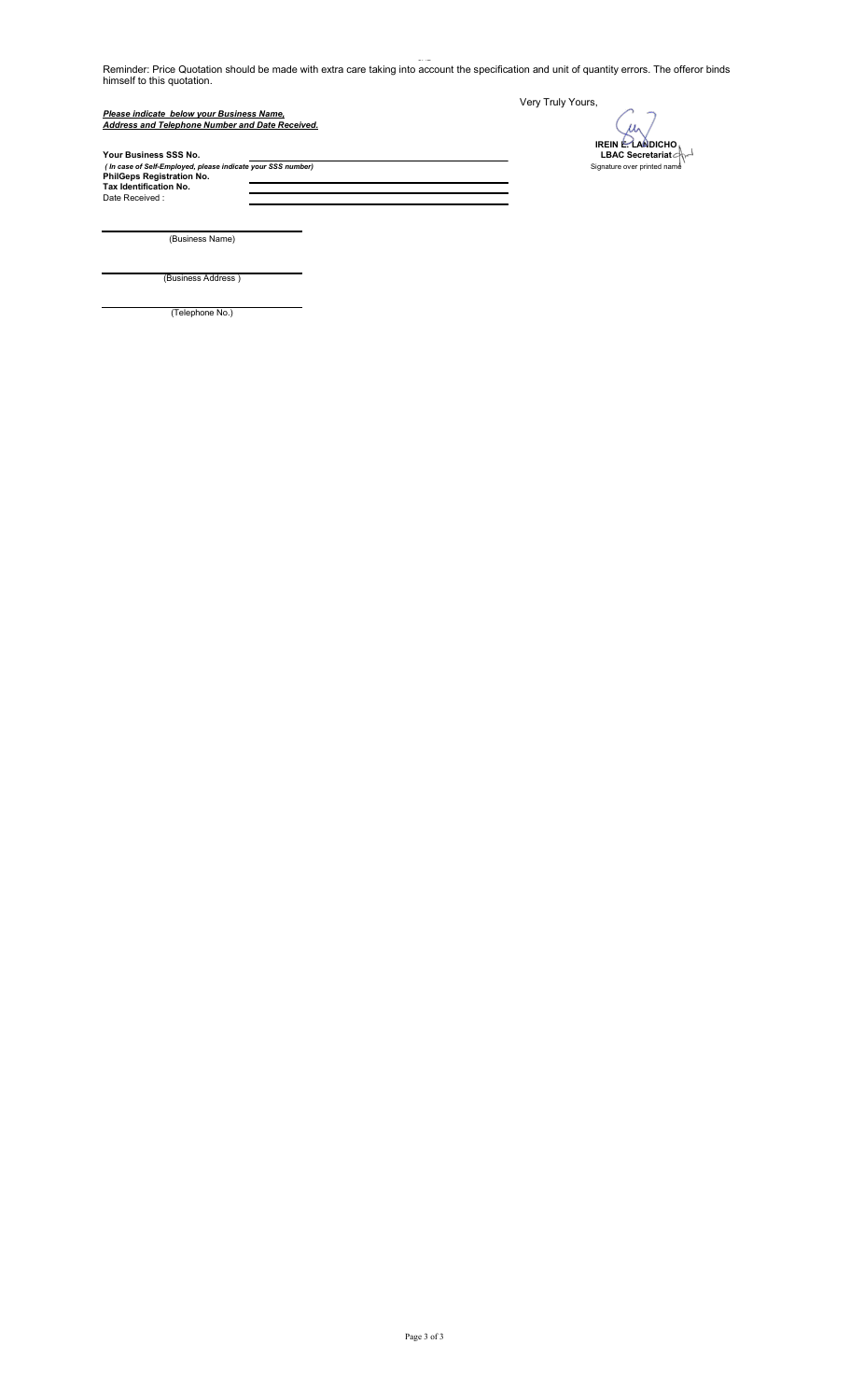Reminder: Price Quotation should be made with extra care taking into account the specification and unit of quantity errors. The offeror binds himself to this quotation.

Very Truly Yours,

***Please indicate below your Business Name, Address and Telephone Number and Date Received.***

**IREIN E. LANDICHO**
**LBAC Secretariat**
Signature over printed name

**Your Business SSS No.** ______________________

***( In case of Self-Employed, please indicate your SSS number)***

**PhilGeps Registration No.** ______________________

**Tax Identification No.** ______________________

Date Received : ______________________

______________________
(Business Name)

______________________
(Business Address )

______________________
(Telephone No.)